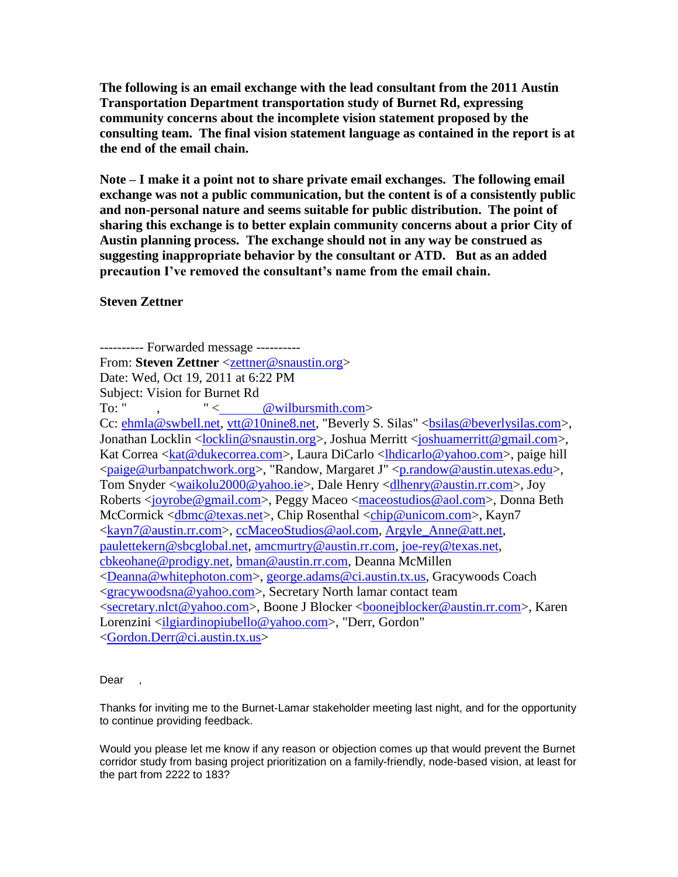**The following is an email exchange with the lead consultant from the 2011 Austin Transportation Department transportation study of Burnet Rd, expressing community concerns about the incomplete vision statement proposed by the consulting team. The final vision statement language as contained in the report is at the end of the email chain.**

**Note – I make it a point not to share private email exchanges. The following email exchange was not a public communication, but the content is of a consistently public and non-personal nature and seems suitable for public distribution. The point of sharing this exchange is to better explain community concerns about a prior City of Austin planning process. The exchange should not in any way be construed as suggesting inappropriate behavior by the consultant or ATD. But as an added precaution I've removed the consultant's name from the email chain.**

**Steven Zettner**

---------- Forwarded message ----------
From: **Steven Zettner** <zettner@snaustin.org>
Date: Wed, Oct 19, 2011 at 6:22 PM
Subject: Vision for Burnet Rd
To: " , " < @wilbursmith.com>
Cc: ehmla@swbell.net, vtt@10nine8.net, "Beverly S. Silas" <bsilas@beverlysilas.com>, Jonathan Locklin <locklin@snaustin.org>, Joshua Merritt <joshuamerritt@gmail.com>, Kat Correa <kat@dukecorrea.com>, Laura DiCarlo <lhdicarlo@yahoo.com>, paige hill <paige@urbanpatchwork.org>, "Randow, Margaret J" <p.randow@austin.utexas.edu>, Tom Snyder <waikolu2000@yahoo.ie>, Dale Henry <dlhenry@austin.rr.com>, Joy Roberts <joyrobe@gmail.com>, Peggy Maceo <maceostudios@aol.com>, Donna Beth McCormick <dbmc@texas.net>, Chip Rosenthal <chip@unicom.com>, Kayn7 <kayn7@austin.rr.com>, ccMaceoStudios@aol.com, Argyle_Anne@att.net, paulettekern@sbcglobal.net, amcmurtry@austin.rr.com, joe-rey@texas.net, cbkeohane@prodigy.net, bman@austin.rr.com, Deanna McMillen <Deanna@whitephoton.com>, george.adams@ci.austin.tx.us, Gracywoods Coach <gracywoodsna@yahoo.com>, Secretary North lamar contact team <secretary.nlct@yahoo.com>, Boone J Blocker <boonejblocker@austin.rr.com>, Karen Lorenzini <ilgiardinopiubello@yahoo.com>, "Derr, Gordon" <Gordon.Derr@ci.austin.tx.us>

Dear ,

Thanks for inviting me to the Burnet-Lamar stakeholder meeting last night, and for the opportunity to continue providing feedback.

Would you please let me know if any reason or objection comes up that would prevent the Burnet corridor study from basing project prioritization on a family-friendly, node-based vision, at least for the part from 2222 to 183?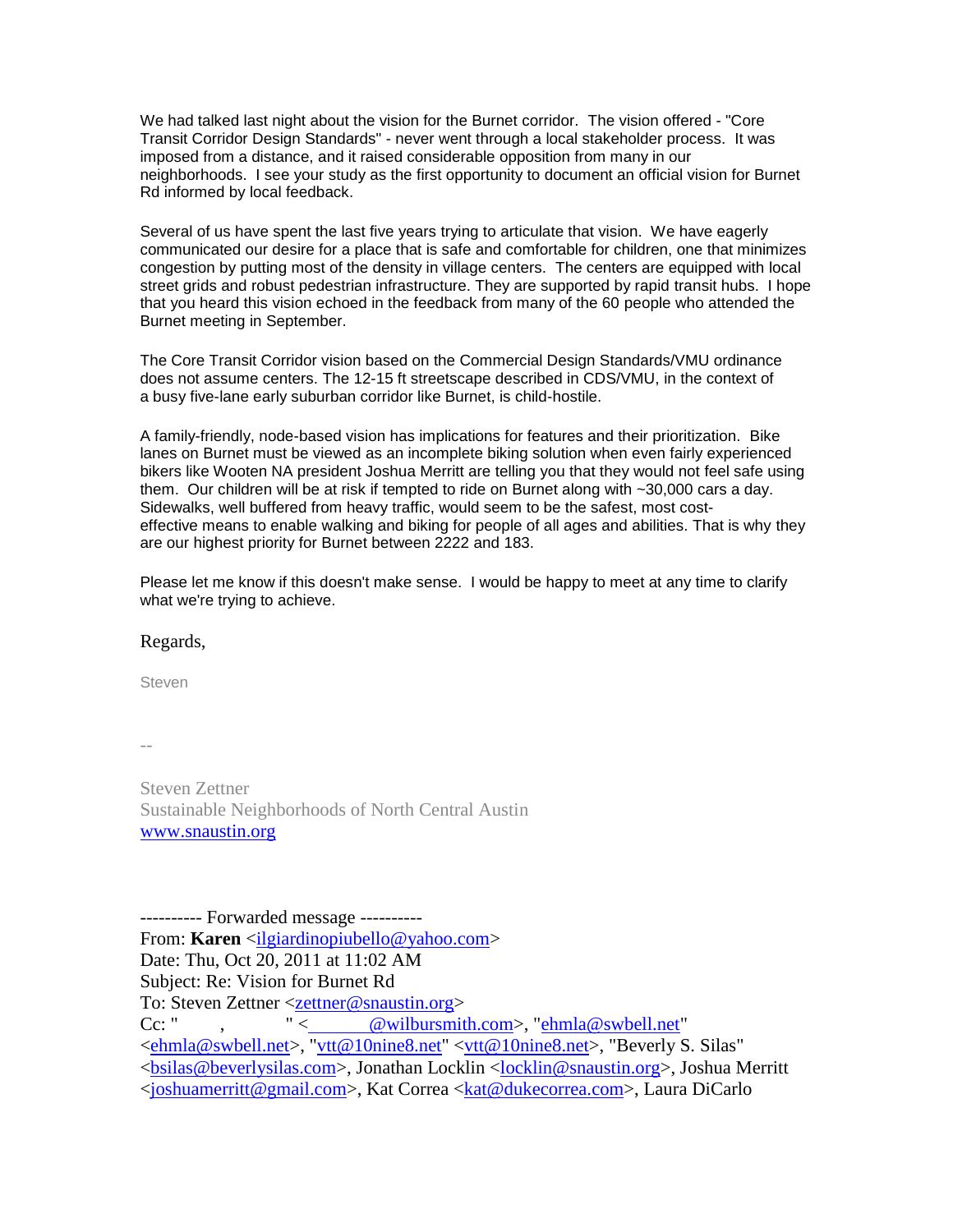We had talked last night about the vision for the Burnet corridor. The vision offered - "Core Transit Corridor Design Standards" - never went through a local stakeholder process. It was imposed from a distance, and it raised considerable opposition from many in our neighborhoods. I see your study as the first opportunity to document an official vision for Burnet Rd informed by local feedback.

Several of us have spent the last five years trying to articulate that vision. We have eagerly communicated our desire for a place that is safe and comfortable for children, one that minimizes congestion by putting most of the density in village centers. The centers are equipped with local street grids and robust pedestrian infrastructure. They are supported by rapid transit hubs. I hope that you heard this vision echoed in the feedback from many of the 60 people who attended the Burnet meeting in September.

The Core Transit Corridor vision based on the Commercial Design Standards/VMU ordinance does not assume centers. The 12-15 ft streetscape described in CDS/VMU, in the context of a busy five-lane early suburban corridor like Burnet, is child-hostile.

A family-friendly, node-based vision has implications for features and their prioritization. Bike lanes on Burnet must be viewed as an incomplete biking solution when even fairly experienced bikers like Wooten NA president Joshua Merritt are telling you that they would not feel safe using them. Our children will be at risk if tempted to ride on Burnet along with ~30,000 cars a day. Sidewalks, well buffered from heavy traffic, would seem to be the safest, most cost-effective means to enable walking and biking for people of all ages and abilities. That is why they are our highest priority for Burnet between 2222 and 183.

Please let me know if this doesn't make sense. I would be happy to meet at any time to clarify what we're trying to achieve.

Regards,

Steven

--

Steven Zettner
Sustainable Neighborhoods of North Central Austin
www.snaustin.org

---------- Forwarded message ----------
From: **Karen** <ilgiardinopiubello@yahoo.com>
Date: Thu, Oct 20, 2011 at 11:02 AM
Subject: Re: Vision for Burnet Rd
To: Steven Zettner <zettner@snaustin.org>
Cc: " , " < @wilbursmith.com>, "ehmla@swbell.net" <ehmla@swbell.net>, "vtt@10nine8.net" <vtt@10nine8.net>, "Beverly S. Silas" <bsilas@beverlysilas.com>, Jonathan Locklin <locklin@snaustin.org>, Joshua Merritt <joshuamerritt@gmail.com>, Kat Correa <kat@dukecorrea.com>, Laura DiCarlo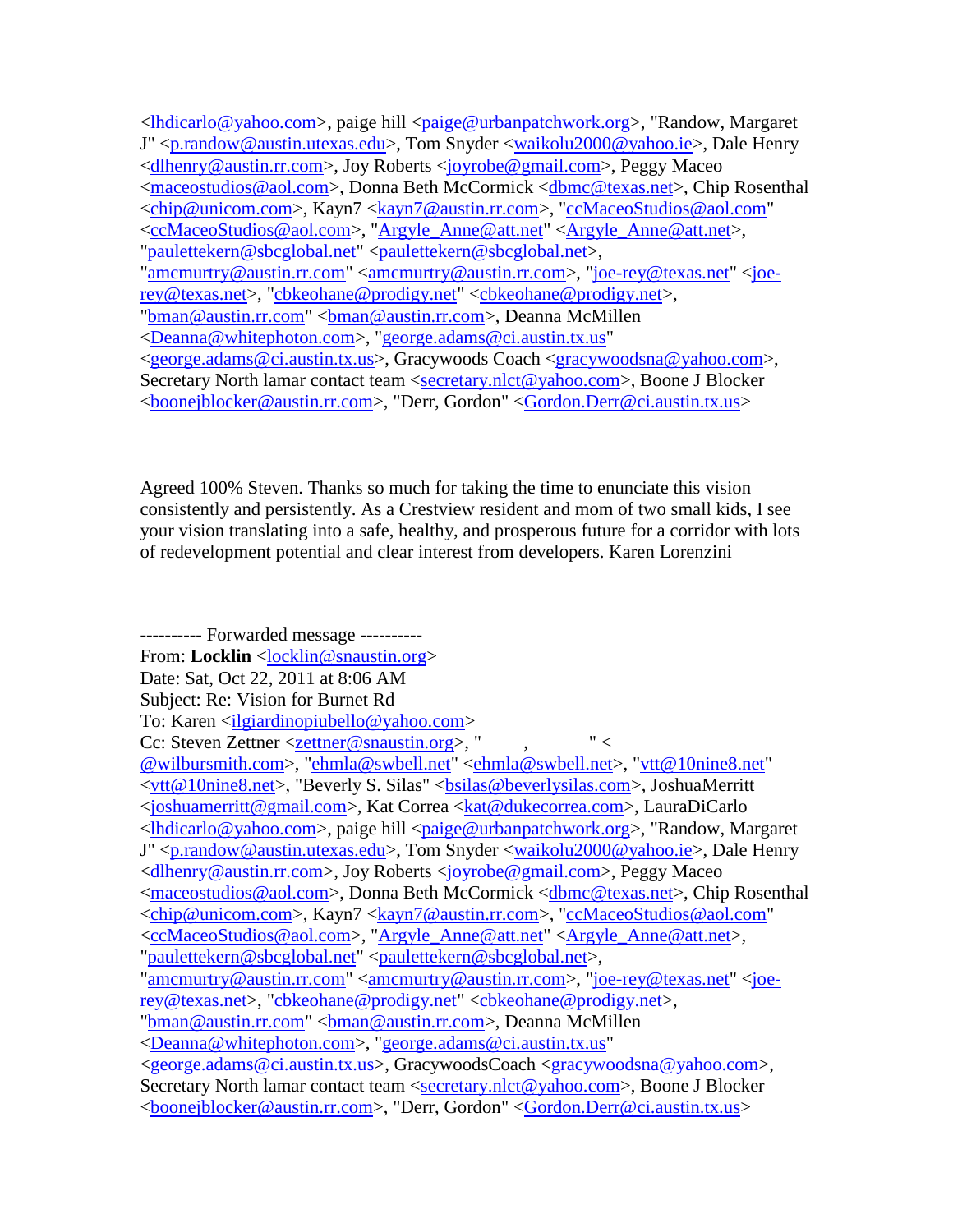<lhdicarlo@yahoo.com>, paige hill <paige@urbanpatchwork.org>, "Randow, Margaret J" <p.randow@austin.utexas.edu>, Tom Snyder <waikolu2000@yahoo.ie>, Dale Henry <dlhenry@austin.rr.com>, Joy Roberts <joyrobe@gmail.com>, Peggy Maceo <maceostudios@aol.com>, Donna Beth McCormick <dbmc@texas.net>, Chip Rosenthal <chip@unicom.com>, Kayn7 <kayn7@austin.rr.com>, "ccMaceoStudios@aol.com" <ccMaceoStudios@aol.com>, "Argyle_Anne@att.net" <Argyle_Anne@att.net>, "paulettekern@sbcglobal.net" <paulettekern@sbcglobal.net>, "amcmurtry@austin.rr.com" <amcmurtry@austin.rr.com>, "joe-rey@texas.net" <joe-rey@texas.net>, "cbkeohane@prodigy.net" <cbkeohane@prodigy.net>, "bman@austin.rr.com" <bman@austin.rr.com>, Deanna McMillen <Deanna@whitephoton.com>, "george.adams@ci.austin.tx.us" <george.adams@ci.austin.tx.us>, Gracywoods Coach <gracywoodsna@yahoo.com>, Secretary North lamar contact team <secretary.nlct@yahoo.com>, Boone J Blocker <boonejblocker@austin.rr.com>, "Derr, Gordon" <Gordon.Derr@ci.austin.tx.us>

Agreed 100% Steven. Thanks so much for taking the time to enunciate this vision consistently and persistently. As a Crestview resident and mom of two small kids, I see your vision translating into a safe, healthy, and prosperous future for a corridor with lots of redevelopment potential and clear interest from developers. Karen Lorenzini

---------- Forwarded message ----------
From: **Locklin** <locklin@snaustin.org>
Date: Sat, Oct 22, 2011 at 8:06 AM
Subject: Re: Vision for Burnet Rd
To: Karen <ilgiardinopiubello@yahoo.com>
Cc: Steven Zettner <zettner@snaustin.org>, " , " < @wilbursmith.com>, "ehmla@swbell.net" <ehmla@swbell.net>, "vtt@10nine8.net" <vtt@10nine8.net>, "Beverly S. Silas" <bsilas@beverlysilas.com>, JoshuaMerritt <joshuamerritt@gmail.com>, Kat Correa <kat@dukecorrea.com>, LauraDiCarlo <lhdicarlo@yahoo.com>, paige hill <paige@urbanpatchwork.org>, "Randow, Margaret J" <p.randow@austin.utexas.edu>, Tom Snyder <waikolu2000@yahoo.ie>, Dale Henry <dlhenry@austin.rr.com>, Joy Roberts <joyrobe@gmail.com>, Peggy Maceo <maceostudios@aol.com>, Donna Beth McCormick <dbmc@texas.net>, Chip Rosenthal <chip@unicom.com>, Kayn7 <kayn7@austin.rr.com>, "ccMaceoStudios@aol.com" <ccMaceoStudios@aol.com>, "Argyle_Anne@att.net" <Argyle_Anne@att.net>, "paulettekern@sbcglobal.net" <paulettekern@sbcglobal.net>, "amcmurtry@austin.rr.com" <amcmurtry@austin.rr.com>, "joe-rey@texas.net" <joe-rey@texas.net>, "cbkeohane@prodigy.net" <cbkeohane@prodigy.net>, "bman@austin.rr.com" <bman@austin.rr.com>, Deanna McMillen <Deanna@whitephoton.com>, "george.adams@ci.austin.tx.us" <george.adams@ci.austin.tx.us>, GracywoodsCoach <gracywoodsna@yahoo.com>, Secretary North lamar contact team <secretary.nlct@yahoo.com>, Boone J Blocker <boonejblocker@austin.rr.com>, "Derr, Gordon" <Gordon.Derr@ci.austin.tx.us>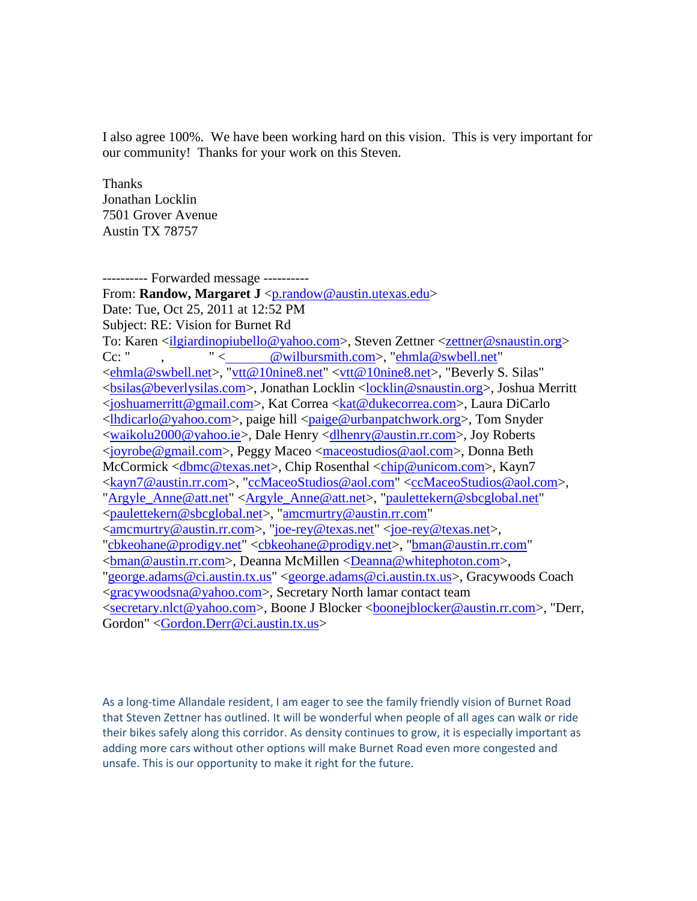I also agree 100%. We have been working hard on this vision. This is very important for our community! Thanks for your work on this Steven.

Thanks
Jonathan Locklin
7501 Grover Avenue
Austin TX 78757

---------- Forwarded message ----------
From: **Randow, Margaret J** <p.randow@austin.utexas.edu>
Date: Tue, Oct 25, 2011 at 12:52 PM
Subject: RE: Vision for Burnet Rd
To: Karen <ilgiardinopiubello@yahoo.com>, Steven Zettner <zettner@snaustin.org>
Cc: " , " < @wilbursmith.com>, "ehmla@swbell.net" <ehmla@swbell.net>, "vtt@10nine8.net" <vtt@10nine8.net>, "Beverly S. Silas" <bsilas@beverlysilas.com>, Jonathan Locklin <locklin@snaustin.org>, Joshua Merritt <joshuamerritt@gmail.com>, Kat Correa <kat@dukecorrea.com>, Laura DiCarlo <lhdicarlo@yahoo.com>, paige hill <paige@urbanpatchwork.org>, Tom Snyder <waikolu2000@yahoo.ie>, Dale Henry <dlhenry@austin.rr.com>, Joy Roberts <joyrobe@gmail.com>, Peggy Maceo <maceostudios@aol.com>, Donna Beth McCormick <dbmc@texas.net>, Chip Rosenthal <chip@unicom.com>, Kayn7 <kayn7@austin.rr.com>, "ccMaceoStudios@aol.com" <ccMaceoStudios@aol.com>, "Argyle_Anne@att.net" <Argyle_Anne@att.net>, "paulettekern@sbcglobal.net" <paulettekern@sbcglobal.net>, "amcmurtry@austin.rr.com" <amcmurtry@austin.rr.com>, "joe-rey@texas.net" <joe-rey@texas.net>, "cbkeohane@prodigy.net" <cbkeohane@prodigy.net>, "bman@austin.rr.com" <bman@austin.rr.com>, Deanna McMillen <Deanna@whitephoton.com>, "george.adams@ci.austin.tx.us" <george.adams@ci.austin.tx.us>, Gracywoods Coach <gracywoodsna@yahoo.com>, Secretary North lamar contact team <secretary.nlct@yahoo.com>, Boone J Blocker <boonejblocker@austin.rr.com>, "Derr, Gordon" <Gordon.Derr@ci.austin.tx.us>

As a long-time Allandale resident, I am eager to see the family friendly vision of Burnet Road that Steven Zettner has outlined. It will be wonderful when people of all ages can walk or ride their bikes safely along this corridor. As density continues to grow, it is especially important as adding more cars without other options will make Burnet Road even more congested and unsafe. This is our opportunity to make it right for the future.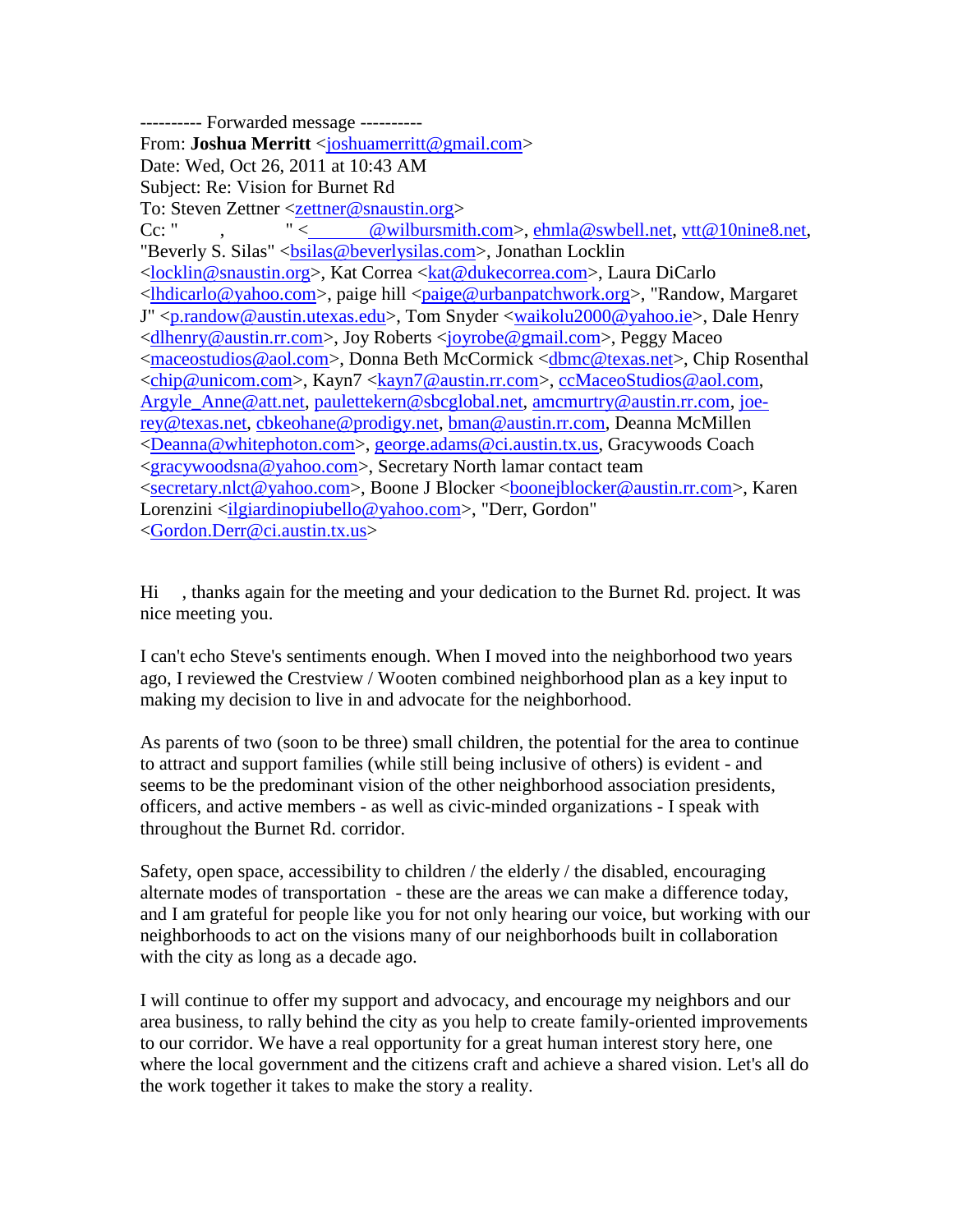---------- Forwarded message ----------
From: **Joshua Merritt** <joshuamerritt@gmail.com>
Date: Wed, Oct 26, 2011 at 10:43 AM
Subject: Re: Vision for Burnet Rd
To: Steven Zettner <zettner@snaustin.org>
Cc: "          ,          " <          @wilbursmith.com>, ehmla@swbell.net, vtt@10nine8.net, "Beverly S. Silas" <bsilas@beverlysilas.com>, Jonathan Locklin <locklin@snaustin.org>, Kat Correa <kat@dukecorrea.com>, Laura DiCarlo <lhdicarlo@yahoo.com>, paige hill <paige@urbanpatchwork.org>, "Randow, Margaret J" <p.randow@austin.utexas.edu>, Tom Snyder <waikolu2000@yahoo.ie>, Dale Henry <dlhenry@austin.rr.com>, Joy Roberts <joyrobe@gmail.com>, Peggy Maceo <maceostudios@aol.com>, Donna Beth McCormick <dbmc@texas.net>, Chip Rosenthal <chip@unicom.com>, Kayn7 <kayn7@austin.rr.com>, ccMaceoStudios@aol.com, Argyle_Anne@att.net, paulettekern@sbcglobal.net, amcmurtry@austin.rr.com, joe-rey@texas.net, cbkeohane@prodigy.net, bman@austin.rr.com, Deanna McMillen <Deanna@whitephoton.com>, george.adams@ci.austin.tx.us, Gracywoods Coach <gracywoodsna@yahoo.com>, Secretary North lamar contact team <secretary.nlct@yahoo.com>, Boone J Blocker <boonejblocker@austin.rr.com>, Karen Lorenzini <ilgiardinopiubello@yahoo.com>, "Derr, Gordon" <Gordon.Derr@ci.austin.tx.us>

Hi    , thanks again for the meeting and your dedication to the Burnet Rd. project. It was nice meeting you.

I can't echo Steve's sentiments enough. When I moved into the neighborhood two years ago, I reviewed the Crestview / Wooten combined neighborhood plan as a key input to making my decision to live in and advocate for the neighborhood.

As parents of two (soon to be three) small children, the potential for the area to continue to attract and support families (while still being inclusive of others) is evident - and seems to be the predominant vision of the other neighborhood association presidents, officers, and active members - as well as civic-minded organizations - I speak with throughout the Burnet Rd. corridor.

Safety, open space, accessibility to children / the elderly / the disabled, encouraging alternate modes of transportation - these are the areas we can make a difference today, and I am grateful for people like you for not only hearing our voice, but working with our neighborhoods to act on the visions many of our neighborhoods built in collaboration with the city as long as a decade ago.

I will continue to offer my support and advocacy, and encourage my neighbors and our area business, to rally behind the city as you help to create family-oriented improvements to our corridor. We have a real opportunity for a great human interest story here, one where the local government and the citizens craft and achieve a shared vision. Let's all do the work together it takes to make the story a reality.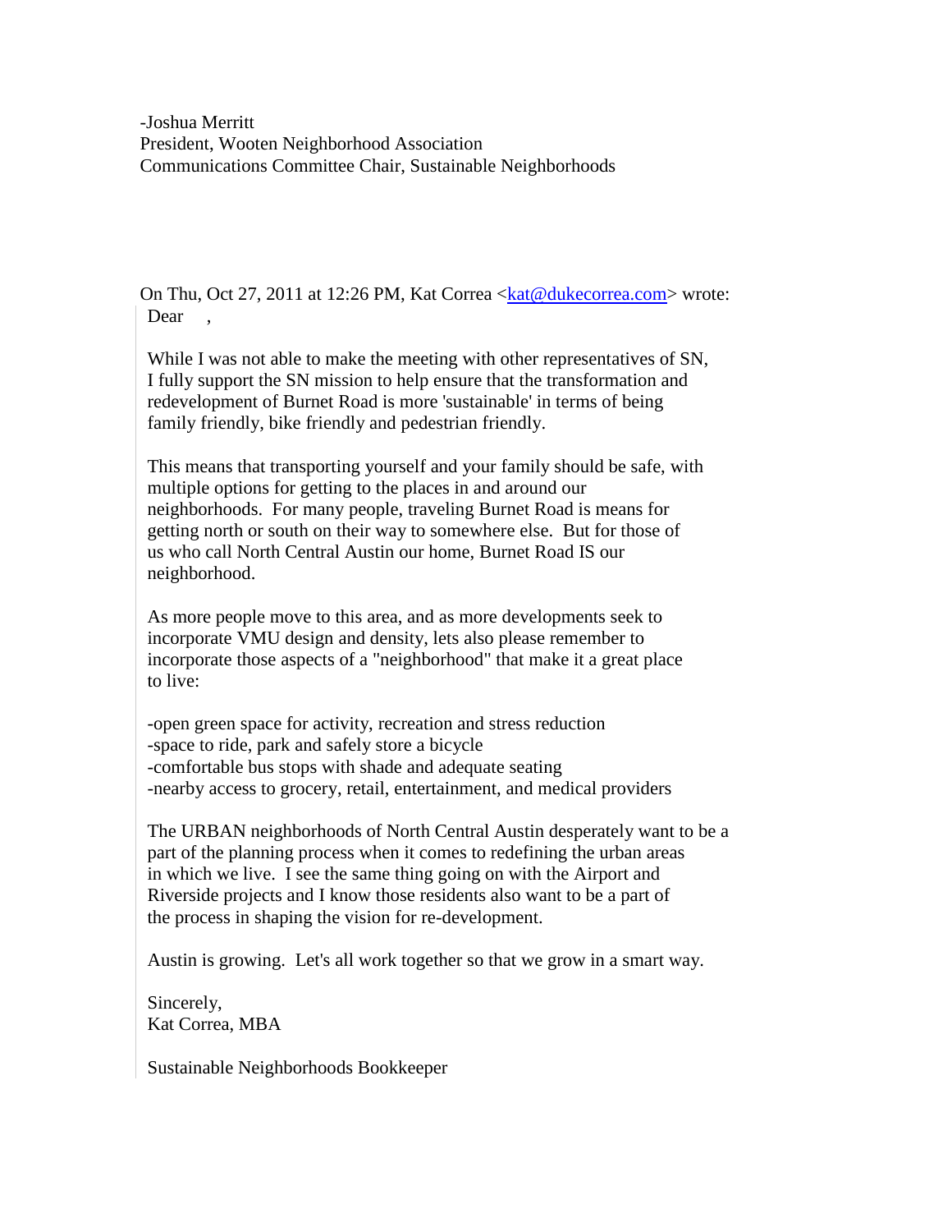-Joshua Merritt
President, Wooten Neighborhood Association
Communications Committee Chair, Sustainable Neighborhoods

On Thu, Oct 27, 2011 at 12:26 PM, Kat Correa <kat@dukecorrea.com> wrote:

> Dear ,
>
> While I was not able to make the meeting with other representatives of SN, I fully support the SN mission to help ensure that the transformation and redevelopment of Burnet Road is more 'sustainable' in terms of being family friendly, bike friendly and pedestrian friendly.
>
> This means that transporting yourself and your family should be safe, with multiple options for getting to the places in and around our neighborhoods. For many people, traveling Burnet Road is means for getting north or south on their way to somewhere else. But for those of us who call North Central Austin our home, Burnet Road IS our neighborhood.
>
> As more people move to this area, and as more developments seek to incorporate VMU design and density, lets also please remember to incorporate those aspects of a "neighborhood" that make it a great place to live:
>
> -open green space for activity, recreation and stress reduction
> -space to ride, park and safely store a bicycle
> -comfortable bus stops with shade and adequate seating
> -nearby access to grocery, retail, entertainment, and medical providers
>
> The URBAN neighborhoods of North Central Austin desperately want to be a part of the planning process when it comes to redefining the urban areas in which we live. I see the same thing going on with the Airport and Riverside projects and I know those residents also want to be a part of the process in shaping the vision for re-development.
>
> Austin is growing. Let's all work together so that we grow in a smart way.
>
> Sincerely,
> Kat Correa, MBA
>
> Sustainable Neighborhoods Bookkeeper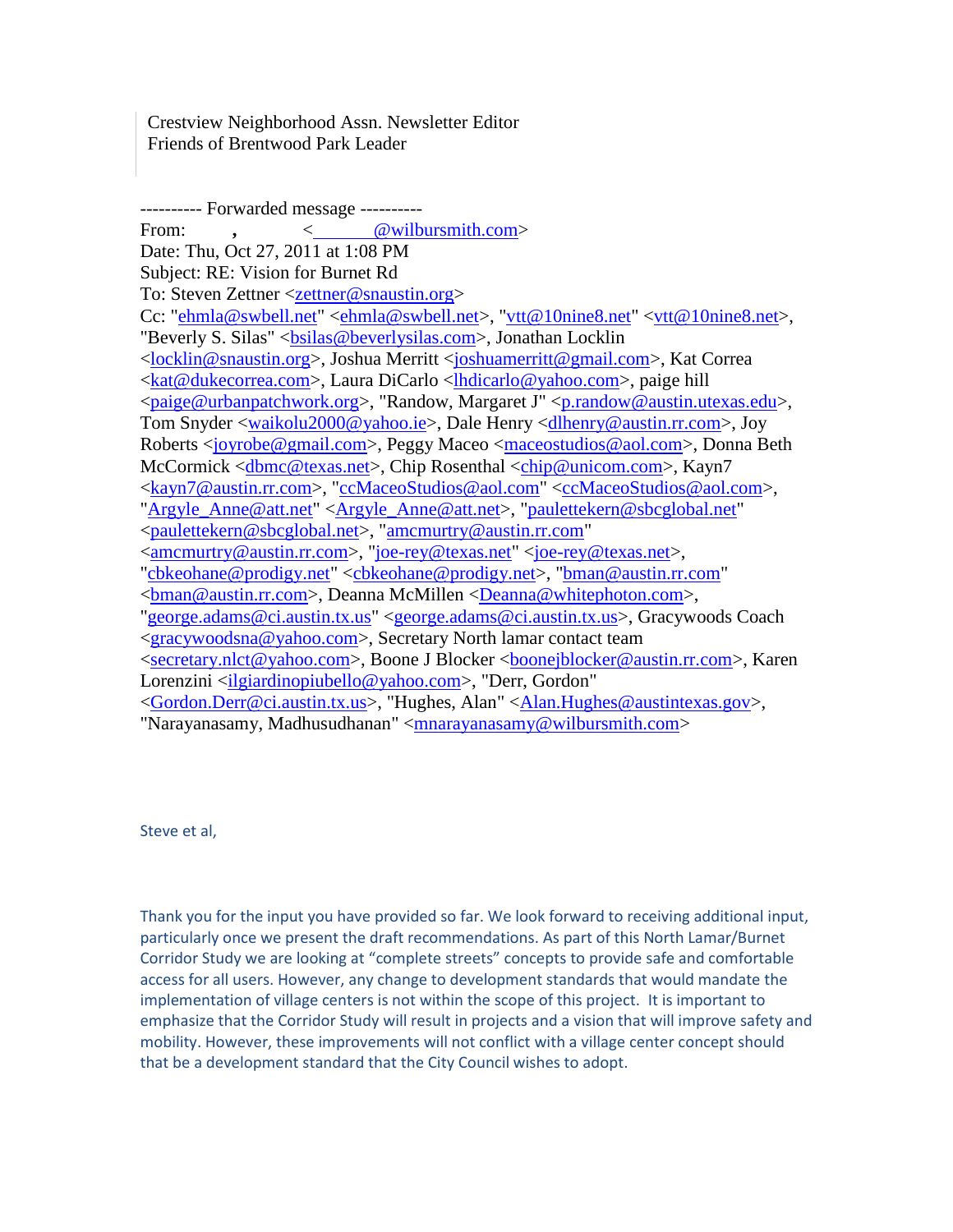Crestview Neighborhood Assn. Newsletter Editor
Friends of Brentwood Park Leader

---------- Forwarded message ----------
From: , <@wilbursmith.com>
Date: Thu, Oct 27, 2011 at 1:08 PM
Subject: RE: Vision for Burnet Rd
To: Steven Zettner <zettner@snaustin.org>
Cc: "ehmla@swbell.net" <ehmla@swbell.net>, "vtt@10nine8.net" <vtt@10nine8.net>, "Beverly S. Silas" <bsilas@beverlysilas.com>, Jonathan Locklin <locklin@snaustin.org>, Joshua Merritt <joshuamerritt@gmail.com>, Kat Correa <kat@dukecorrea.com>, Laura DiCarlo <lhdicarlo@yahoo.com>, paige hill <paige@urbanpatchwork.org>, "Randow, Margaret J" <p.randow@austin.utexas.edu>, Tom Snyder <waikolu2000@yahoo.ie>, Dale Henry <dlhenry@austin.rr.com>, Joy Roberts <joyrobe@gmail.com>, Peggy Maceo <maceostudios@aol.com>, Donna Beth McCormick <dbmc@texas.net>, Chip Rosenthal <chip@unicom.com>, Kayn7 <kayn7@austin.rr.com>, "ccMaceoStudios@aol.com" <ccMaceoStudios@aol.com>, "Argyle_Anne@att.net" <Argyle_Anne@att.net>, "paulettekern@sbcglobal.net" <paulettekern@sbcglobal.net>, "amcmurtry@austin.rr.com" <amcmurtry@austin.rr.com>, "joe-rey@texas.net" <joe-rey@texas.net>, "cbkeohane@prodigy.net" <cbkeohane@prodigy.net>, "bman@austin.rr.com" <bman@austin.rr.com>, Deanna McMillen <Deanna@whitephoton.com>, "george.adams@ci.austin.tx.us" <george.adams@ci.austin.tx.us>, Gracywoods Coach <gracywoodsna@yahoo.com>, Secretary North lamar contact team <secretary.nlct@yahoo.com>, Boone J Blocker <boonejblocker@austin.rr.com>, Karen Lorenzini <ilgiardinopiubello@yahoo.com>, "Derr, Gordon" <Gordon.Derr@ci.austin.tx.us>, "Hughes, Alan" <Alan.Hughes@austintexas.gov>, "Narayanasamy, Madhusudhanan" <mnarayanasamy@wilbursmith.com>

Steve et al,

Thank you for the input you have provided so far. We look forward to receiving additional input, particularly once we present the draft recommendations. As part of this North Lamar/Burnet Corridor Study we are looking at "complete streets" concepts to provide safe and comfortable access for all users. However, any change to development standards that would mandate the implementation of village centers is not within the scope of this project. It is important to emphasize that the Corridor Study will result in projects and a vision that will improve safety and mobility. However, these improvements will not conflict with a village center concept should that be a development standard that the City Council wishes to adopt.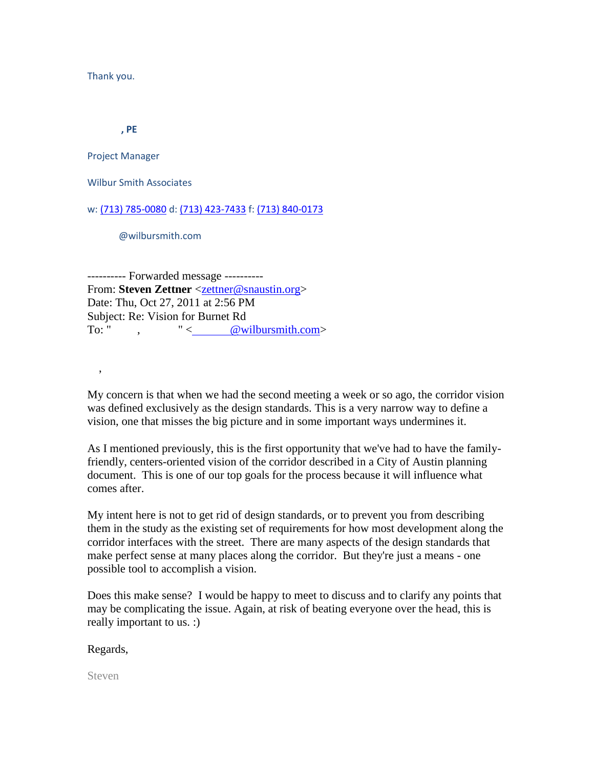Thank you.

**, PE**

Project Manager

Wilbur Smith Associates

w: (713) 785-0080 d: (713) 423-7433 f: (713) 840-0173

@wilbursmith.com

---------- Forwarded message ----------
From: **Steven Zettner** <zettner@snaustin.org>
Date: Thu, Oct 27, 2011 at 2:56 PM
Subject: Re: Vision for Burnet Rd
To: " , " <@wilbursmith.com>

,

My concern is that when we had the second meeting a week or so ago, the corridor vision was defined exclusively as the design standards. This is a very narrow way to define a vision, one that misses the big picture and in some important ways undermines it.

As I mentioned previously, this is the first opportunity that we've had to have the family-friendly, centers-oriented vision of the corridor described in a City of Austin planning document. This is one of our top goals for the process because it will influence what comes after.

My intent here is not to get rid of design standards, or to prevent you from describing them in the study as the existing set of requirements for how most development along the corridor interfaces with the street. There are many aspects of the design standards that make perfect sense at many places along the corridor. But they're just a means - one possible tool to accomplish a vision.

Does this make sense? I would be happy to meet to discuss and to clarify any points that may be complicating the issue. Again, at risk of beating everyone over the head, this is really important to us. :)

Regards,

Steven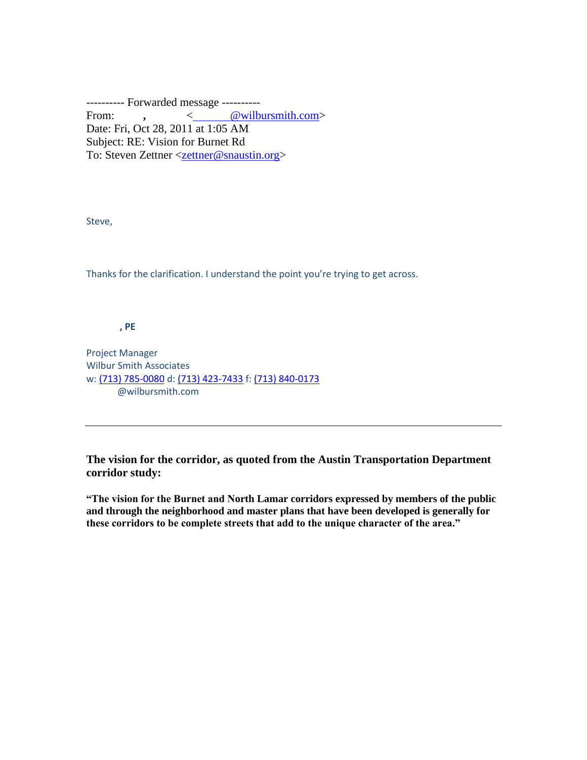---------- Forwarded message ----------
From: , <@wilbursmith.com>
Date: Fri, Oct 28, 2011 at 1:05 AM
Subject: RE: Vision for Burnet Rd
To: Steven Zettner <zettner@snaustin.org>

Steve,

Thanks for the clarification. I understand the point you're trying to get across.

**, PE**

Project Manager
Wilbur Smith Associates
w: (713) 785-0080 d: (713) 423-7433 f: (713) 840-0173
@wilbursmith.com

---

**The vision for the corridor, as quoted from the Austin Transportation Department corridor study:**

**"The vision for the Burnet and North Lamar corridors expressed by members of the public and through the neighborhood and master plans that have been developed is generally for these corridors to be complete streets that add to the unique character of the area."**